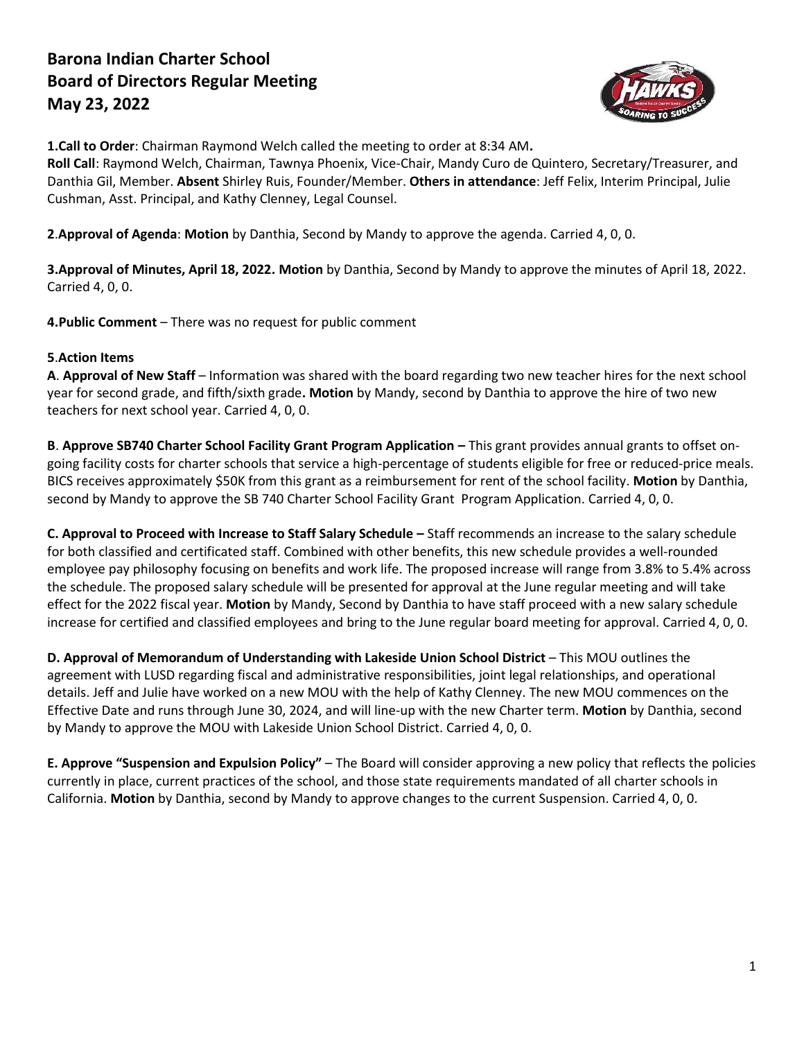# Barona Indian Charter School
## Board of Directors Regular Meeting
## May 23, 2022

**1.Call to Order**: Chairman Raymond Welch called the meeting to order at 8:34 AM**.**
**Roll Call**: Raymond Welch, Chairman, Tawnya Phoenix, Vice-Chair, Mandy Curo de Quintero, Secretary/Treasurer, and Danthia Gil, Member. **Absent** Shirley Ruis, Founder/Member. **Others in attendance**: Jeff Felix, Interim Principal, Julie Cushman, Asst. Principal, and Kathy Clenney, Legal Counsel.

**2**.**Approval of Agenda**: **Motion** by Danthia, Second by Mandy to approve the agenda. Carried 4, 0, 0.

**3.Approval of Minutes, April 18, 2022. Motion** by Danthia, Second by Mandy to approve the minutes of April 18, 2022. Carried 4, 0, 0.

**4.Public Comment** – There was no request for public comment

**5**.**Action Items**

**A**. **Approval of New Staff** – Information was shared with the board regarding two new teacher hires for the next school year for second grade, and fifth/sixth grade**. Motion** by Mandy, second by Danthia to approve the hire of two new teachers for next school year. Carried 4, 0, 0.

**B**. **Approve SB740 Charter School Facility Grant Program Application –** This grant provides annual grants to offset on-going facility costs for charter schools that service a high-percentage of students eligible for free or reduced-price meals. BICS receives approximately $50K from this grant as a reimbursement for rent of the school facility. **Motion** by Danthia, second by Mandy to approve the SB 740 Charter School Facility Grant Program Application. Carried 4, 0, 0.

**C. Approval to Proceed with Increase to Staff Salary Schedule –** Staff recommends an increase to the salary schedule for both classified and certificated staff. Combined with other benefits, this new schedule provides a well-rounded employee pay philosophy focusing on benefits and work life. The proposed increase will range from 3.8% to 5.4% across the schedule. The proposed salary schedule will be presented for approval at the June regular meeting and will take effect for the 2022 fiscal year. **Motion** by Mandy, Second by Danthia to have staff proceed with a new salary schedule increase for certified and classified employees and bring to the June regular board meeting for approval. Carried 4, 0, 0.

**D. Approval of Memorandum of Understanding with Lakeside Union School District** – This MOU outlines the agreement with LUSD regarding fiscal and administrative responsibilities, joint legal relationships, and operational details. Jeff and Julie have worked on a new MOU with the help of Kathy Clenney. The new MOU commences on the Effective Date and runs through June 30, 2024, and will line-up with the new Charter term. **Motion** by Danthia, second by Mandy to approve the MOU with Lakeside Union School District. Carried 4, 0, 0.

**E. Approve "Suspension and Expulsion Policy"** – The Board will consider approving a new policy that reflects the policies currently in place, current practices of the school, and those state requirements mandated of all charter schools in California. **Motion** by Danthia, second by Mandy to approve changes to the current Suspension. Carried 4, 0, 0.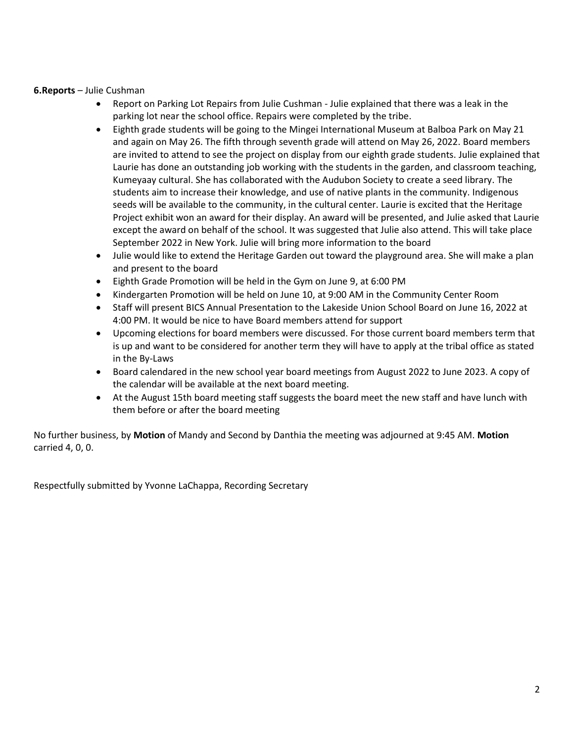**6.Reports** – Julie Cushman

- Report on Parking Lot Repairs from Julie Cushman - Julie explained that there was a leak in the parking lot near the school office. Repairs were completed by the tribe.
- Eighth grade students will be going to the Mingei International Museum at Balboa Park on May 21 and again on May 26. The fifth through seventh grade will attend on May 26, 2022. Board members are invited to attend to see the project on display from our eighth grade students. Julie explained that Laurie has done an outstanding job working with the students in the garden, and classroom teaching, Kumeyaay cultural. She has collaborated with the Audubon Society to create a seed library. The students aim to increase their knowledge, and use of native plants in the community. Indigenous seeds will be available to the community, in the cultural center. Laurie is excited that the Heritage Project exhibit won an award for their display. An award will be presented, and Julie asked that Laurie except the award on behalf of the school. It was suggested that Julie also attend. This will take place September 2022 in New York. Julie will bring more information to the board
- Julie would like to extend the Heritage Garden out toward the playground area. She will make a plan and present to the board
- Eighth Grade Promotion will be held in the Gym on June 9, at 6:00 PM
- Kindergarten Promotion will be held on June 10, at 9:00 AM in the Community Center Room
- Staff will present BICS Annual Presentation to the Lakeside Union School Board on June 16, 2022 at 4:00 PM. It would be nice to have Board members attend for support
- Upcoming elections for board members were discussed. For those current board members term that is up and want to be considered for another term they will have to apply at the tribal office as stated in the By-Laws
- Board calendared in the new school year board meetings from August 2022 to June 2023. A copy of the calendar will be available at the next board meeting.
- At the August 15th board meeting staff suggests the board meet the new staff and have lunch with them before or after the board meeting

No further business, by **Motion** of Mandy and Second by Danthia the meeting was adjourned at 9:45 AM. **Motion** carried 4, 0, 0.

Respectfully submitted by Yvonne LaChappa, Recording Secretary